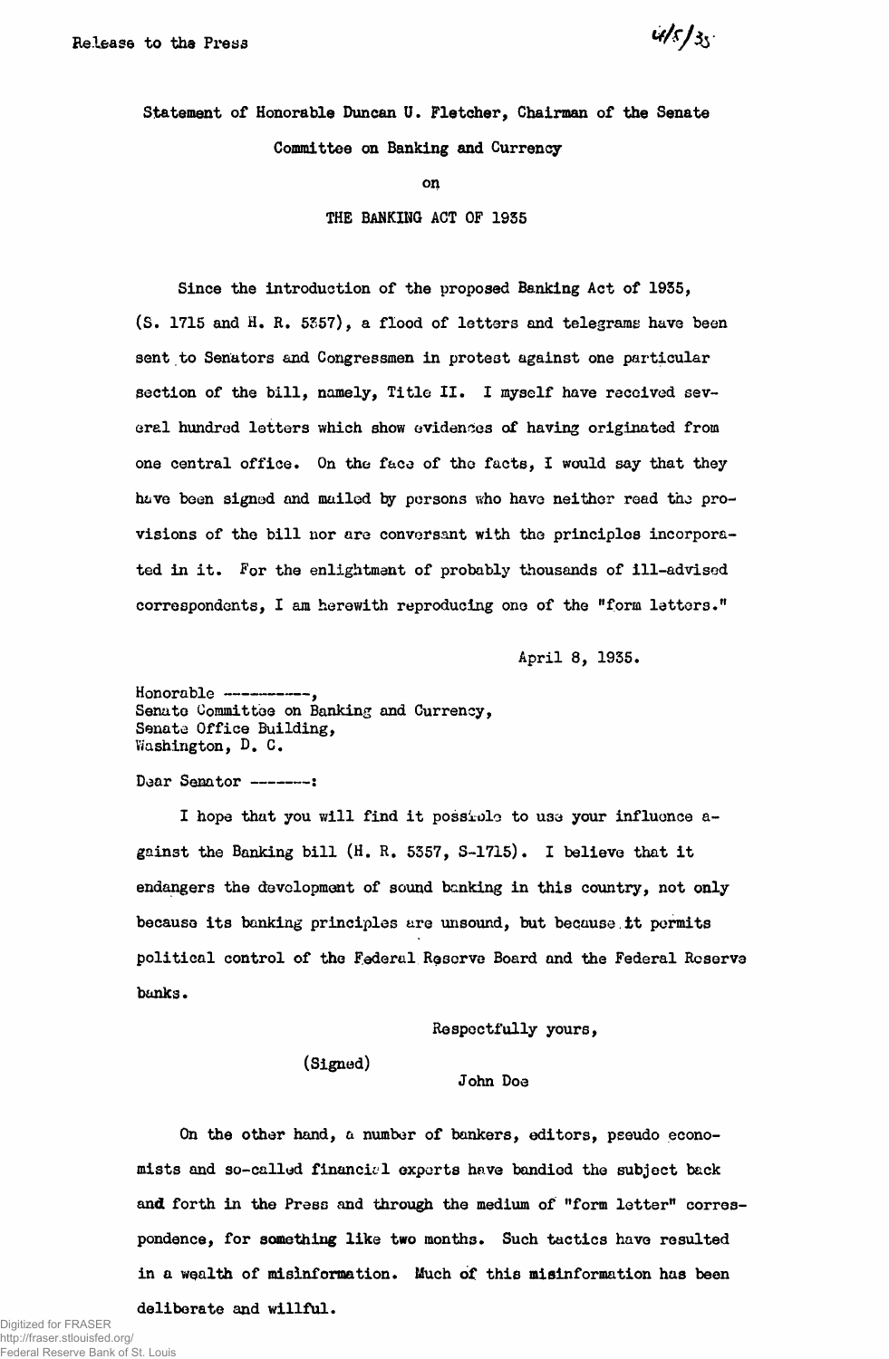Release to the Press

4/5/35

Statement of Honorable Duncan U. Fletcher, Chairman of the Senate Committee on Banking and Currency

on

THE BANKING ACT OF 1935

Since the introduction of the proposed Banking Act of 1935, (S. 1715 and H. R. 5357), a flood of letters and telegrams have been sent to Senators and Congressmen in protest against one particular section of the bill, namely, Title II. I myself have received several hundred letters which show evidences of having originated from one central office. On the face of the facts, I would say that they have been signed and mailed by persons who have neither read the provisions of the bill nor are conversant with the principles incorporated in it. For the enlightment of probably thousands of ill-advised correspondents, I am herewith reproducing one of the "form letters."

April 8, 1935.

Honorable ----------,
Senate Committee on Banking and Currency,
Senate Office Building,
Washington, D. C.

Dear Senator -------:

I hope that you will find it possible to use your influence against the Banking bill (H. R. 5357, S-1715). I believe that it endangers the development of sound banking in this country, not only because its banking principles are unsound, but because it permits political control of the Federal Reserve Board and the Federal Reserve banks.

Respectfully yours,

(Signed)

John Doe

On the other hand, a number of bankers, editors, pseudo economists and so-called financial experts have bandied the subject back and forth in the Press and through the medium of "form letter" correspondence, for something like two months. Such tactics have resulted in a wealth of misinformation. Much of this misinformation has been deliberate and willful.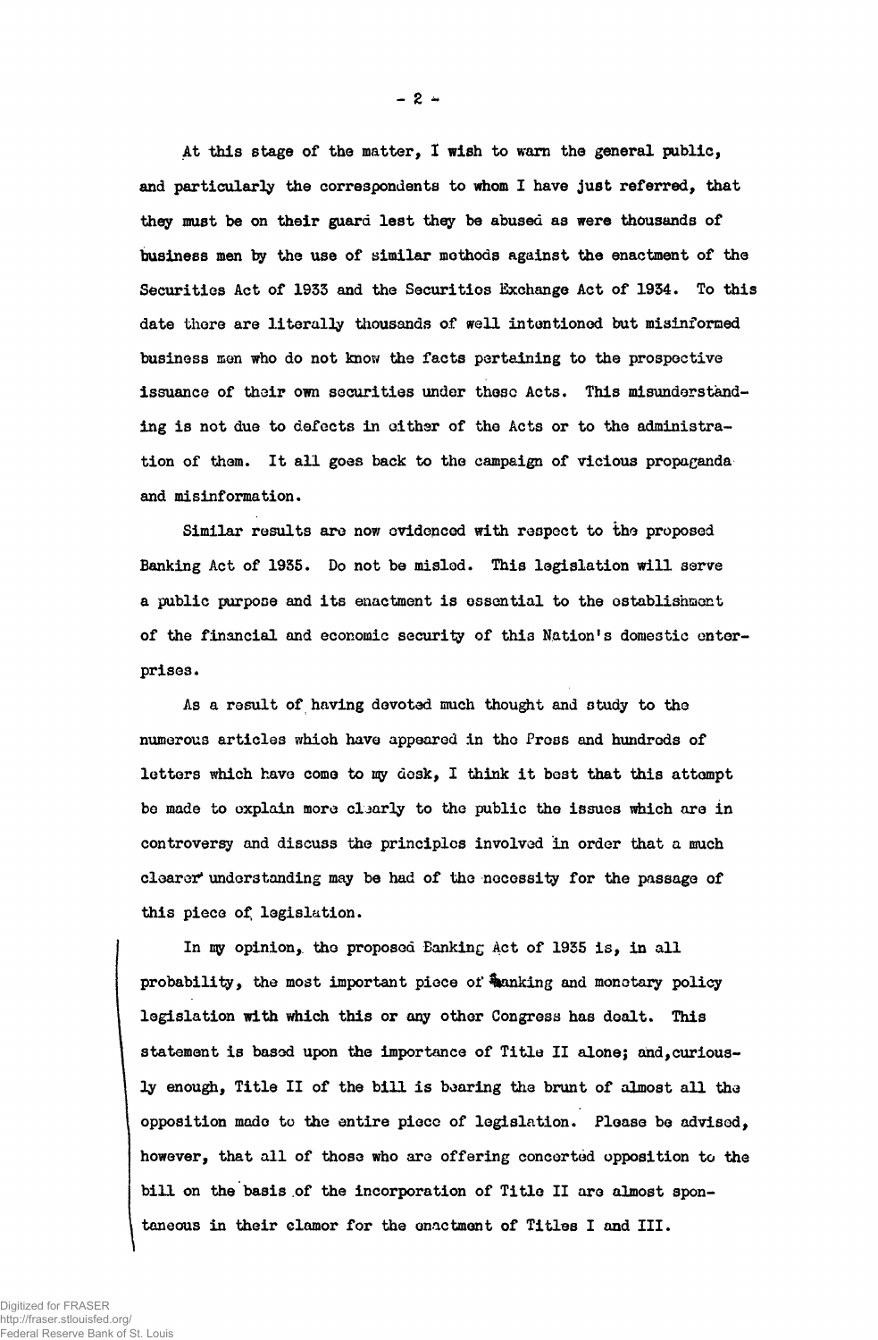At this stage of the matter, I wish to warn the general public, and particularly the correspondents to whom I have just referred, that they must be on their guard lest they be abused as were thousands of business men by the use of similar methods against the enactment of the Securities Act of 1933 and the Securities Exchange Act of 1934. To this date there are literally thousands of well intentioned but misinformed business men who do not know the facts pertaining to the prospective issuance of their own securities under these Acts. This misunderstanding is not due to defects in either of the Acts or to the administration of them. It all goes back to the campaign of vicious propaganda and misinformation.

Similar results are now evidenced with respect to the proposed Banking Act of 1935. Do not be misled. This legislation will serve a public purpose and its enactment is essential to the establishment of the financial and economic security of this Nation's domestic enterprises.

As a result of having devoted much thought and study to the numerous articles which have appeared in the Press and hundreds of letters which have come to my desk, I think it best that this attempt be made to explain more clearly to the public the issues which are in controversy and discuss the principles involved in order that a much clearer understanding may be had of the necessity for the passage of this piece of legislation.

In my opinion, the proposed Banking Act of 1935 is, in all probability, the most important piece of banking and monetary policy legislation with which this or any other Congress has dealt. This statement is based upon the importance of Title II alone; and, curiously enough, Title II of the bill is bearing the brunt of almost all the opposition made to the entire piece of legislation. Please be advised, however, that all of those who are offering concerted opposition to the bill on the basis of the incorporation of Title II are almost spontaneous in their clamor for the enactment of Titles I and III.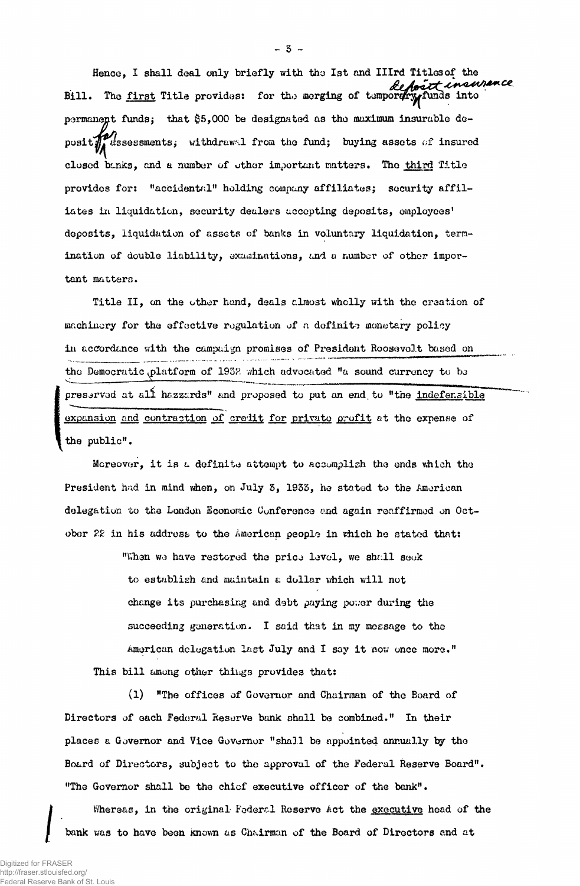Hence, I shall deal only briefly with the Ist and IIIrd Titles of the Bill. The first Title provides: for the merging of temporary deposit insurance funds into permanent funds; that $5,000 be designated as the maximum insurable deposit; for assessments; withdrawal from the fund; buying assets of insured closed banks, and a number of other important matters. The third Title provides for: "accidental" holding company affiliates; security affiliates in liquidation, security dealers accepting deposits, employees' deposits, liquidation of assets of banks in voluntary liquidation, termination of double liability, examinations, and a number of other important matters.

Title II, on the other hand, deals almost wholly with the creation of machinery for the effective regulation of a definite monetary policy in accordance with the campaign promises of President Roosevelt based on the Democratic platform of 1932 which advocated "a sound currency to be preserved at all hazards" and proposed to put an end to "the indefensible expansion and contraction of credit for private profit at the expense of the public".

Moreover, it is a definite attempt to accomplish the ends which the President had in mind when, on July 3, 1933, he stated to the American delegation to the London Economic Conference and again reaffirmed on October 22 in his address to the American people in which he stated that:

> "When we have restored the price level, we shall seek to establish and maintain a dollar which will not change its purchasing and debt paying power during the succeeding generation. I said that in my message to the American delegation last July and I say it now once more."

This bill among other things provides that:

(1) "The offices of Governor and Chairman of the Board of Directors of each Federal Reserve bank shall be combined." In their places a Governor and Vice Governor "shall be appointed annually by the Board of Directors, subject to the approval of the Federal Reserve Board". "The Governor shall be the chief executive officer of the bank".

Whereas, in the original Federal Reserve Act the executive head of the bank was to have been known as Chairman of the Board of Directors and at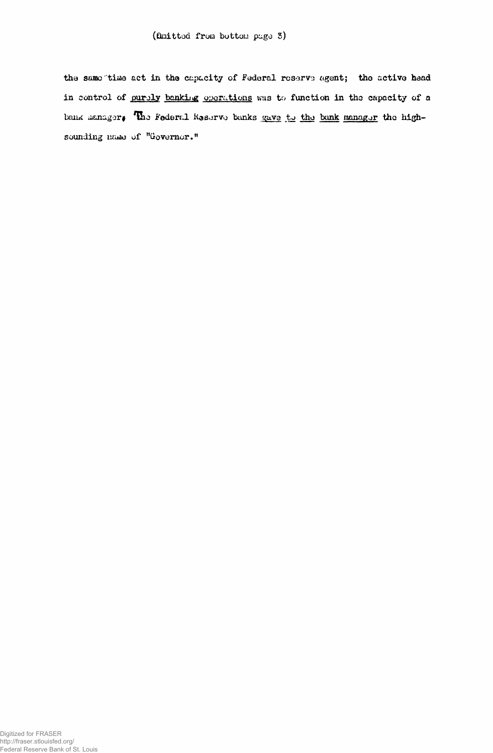(Omitted from bottom page 3)

the same time act in the capacity of Federal reserve agent; the active head in control of <u>purely banking operations</u> was to function in the capacity of a bank manager. The Federal Reserve banks <u>gave to the bank manager</u> the high-sounding name of "Governor."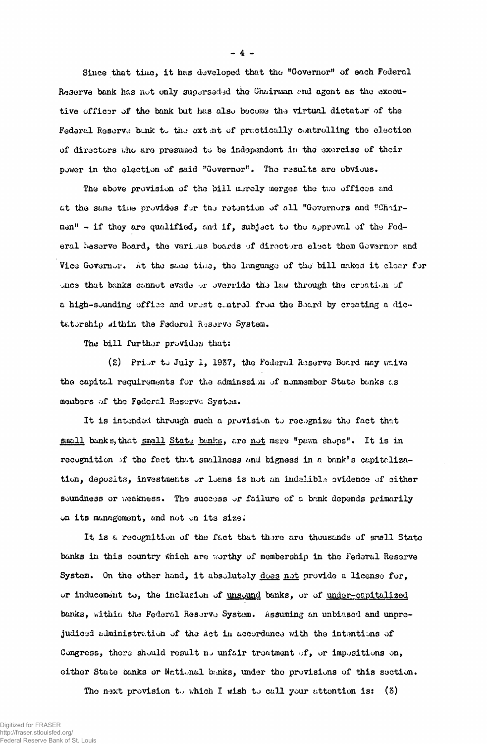Since that time, it has developed that the "Governor" of each Federal Reserve bank has not only superseded the Chairman and agent as the executive officer of the bank but has also become the virtual dictator of the Federal Reserve bank to the extent of practically controlling the election of directors who are presumed to be independent in the exercise of their power in the election of said "Governor". The results are obvious.

The above provision of the bill merely merges the two offices and at the same time provides for the retention of all "Governors and "Chairmen" - if they are qualified, and if, subject to the approval of the Federal Reserve Board, the various boards of directors elect them Governor and Vice Governor. At the same time, the language of the bill makes it clear for once that banks cannot evade or override the law through the creation of a high-sounding office and wrest control from the Board by creating a dictatorship within the Federal Reserve System.

The bill further provides that:

(2) Prior to July 1, 1937, the Federal Reserve Board may waive the capital requirements for the adminssion of nonmember State banks as members of the Federal Reserve System.

It is intended through such a provision to recognize the fact that _small_ banks, that _small State banks_, are _not_ mere "pawn shops". It is in recognition of the fact that smallness and bigness in a bank's capitalization, deposits, investments or loans is not an indelible evidence of either soundness or weakness. The success or failure of a bank depends primarily on its management, and not on its size.

It is a recognition of the fact that there are thousands of small State banks in this country which are worthy of membership in the Federal Reserve System. On the other hand, it absolutely _does not_ provide a license for, or inducement to, the inclusion of _unsound_ banks, or of _under-capitalized_ banks, within the Federal Reserve System. Assuming an unbiased and unprejudiced administration of the Act in accordance with the intentions of Congress, there should result no unfair treatment of, or impositions on, either State banks or National banks, under the provisions of this section.

The next provision to which I wish to call your attention is: (3)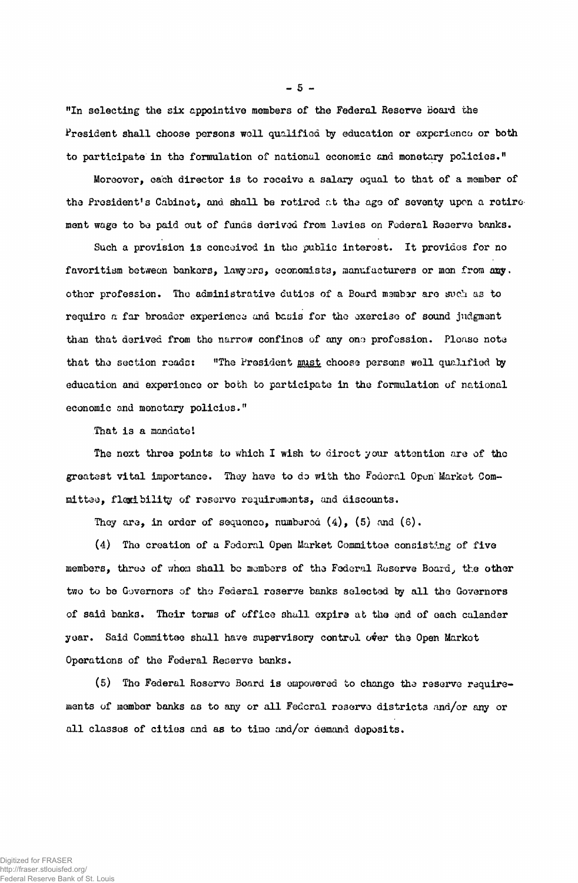"In selecting the six appointive members of the Federal Reserve Board the President shall choose persons well qualified by education or experience or both to participate in the formulation of national economic and monetary policies."

Moreover, each director is to receive a salary equal to that of a member of the President's Cabinet, and shall be retired at the age of seventy upon a retirement wage to be paid out of funds derived from levies on Federal Reserve banks.

Such a provision is conceived in the public interest. It provides for no favoritism between bankers, lawyers, economists, manufacturers or men from any other profession. The administrative duties of a Board member are such as to require a far broader experience and basis for the exercise of sound judgment than that derived from the narrow confines of any one profession. Please note that the section reads: "The President must choose persons well qualified by education and experience or both to participate in the formulation of national economic and monetary policies."

That is a mandate!

The next three points to which I wish to direct your attention are of the greatest vital importance. They have to do with the Federal Open Market Committee, flexibility of reserve requirements, and discounts.

They are, in order of sequence, numbered (4), (5) and (6).

(4) The creation of a Federal Open Market Committee consisting of five members, three of whom shall be members of the Federal Reserve Board, the other two to be Governors of the Federal reserve banks selected by all the Governors of said banks. Their terms of office shall expire at the end of each calander year. Said Committee shall have supervisory control over the Open Market Operations of the Federal Reserve banks.

(5) The Federal Reserve Board is empowered to change the reserve requirements of member banks as to any or all Federal reserve districts and/or any or all classes of cities and as to time and/or demand deposits.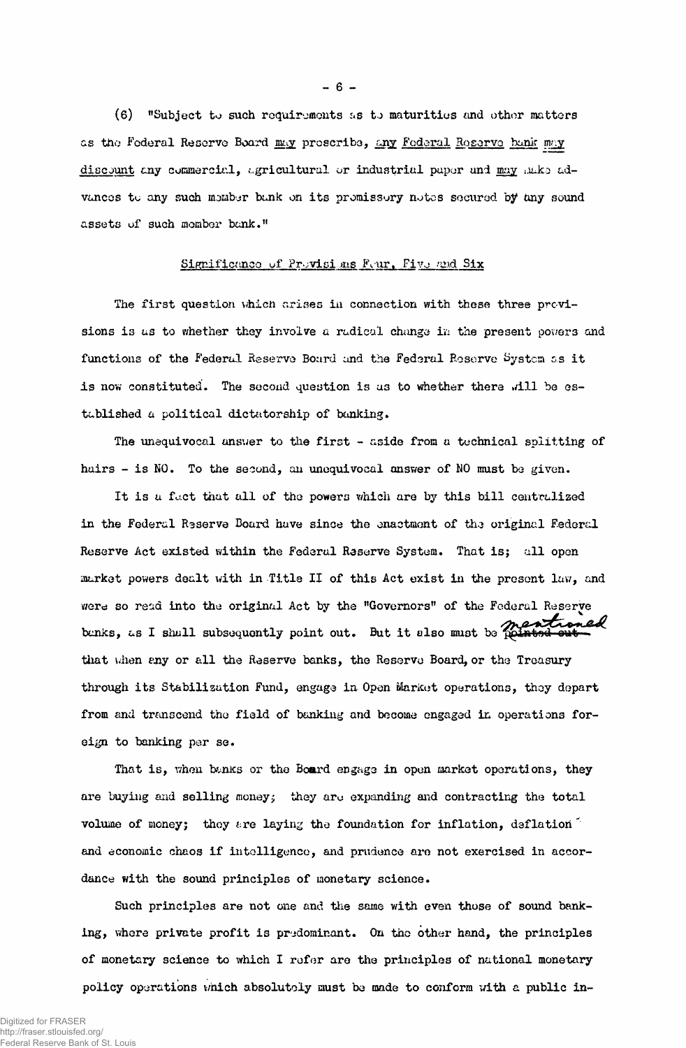(6) "Subject to such requirements as to maturities and other matters as the Federal Reserve Board may prescribe, any Federal Reserve bank may discount any commercial, agricultural or industrial paper and may make advances to any such member bank on its promissory notes secured by any sound assets of such member bank."

## Significance of Provisions Four, Five and Six

The first question which arises in connection with these three provisions is as to whether they involve a radical change in the present powers and functions of the Federal Reserve Board and the Federal Reserve System as it is now constituted. The second question is as to whether there will be established a political dictatorship of banking.

The unequivocal answer to the first - aside from a technical splitting of hairs - is NO. To the second, an unequivocal answer of NO must be given.

It is a fact that all of the powers which are by this bill centralized in the Federal Reserve Board have since the enactment of the original Federal Reserve Act existed within the Federal Reserve System. That is; all open market powers dealt with in Title II of this Act exist in the present law, and were so read into the original Act by the "Governors" of the Federal Reserve banks, as I shall subsequently point out. But it also must be mentioned that when any or all the Reserve banks, the Reserve Board, or the Treasury through its Stabilization Fund, engage in Open Market operations, they depart from and transcend the field of banking and become engaged in operations foreign to banking per se.

That is, when banks or the Board engage in open market operations, they are buying and selling money; they are expanding and contracting the total volume of money; they are laying the foundation for inflation, deflation and economic chaos if intelligence, and prudence are not exercised in accordance with the sound principles of monetary science.

Such principles are not one and the same with even those of sound banking, where private profit is predominant. On the other hand, the principles of monetary science to which I refer are the principles of national monetary policy operations which absolutely must be made to conform with a public in-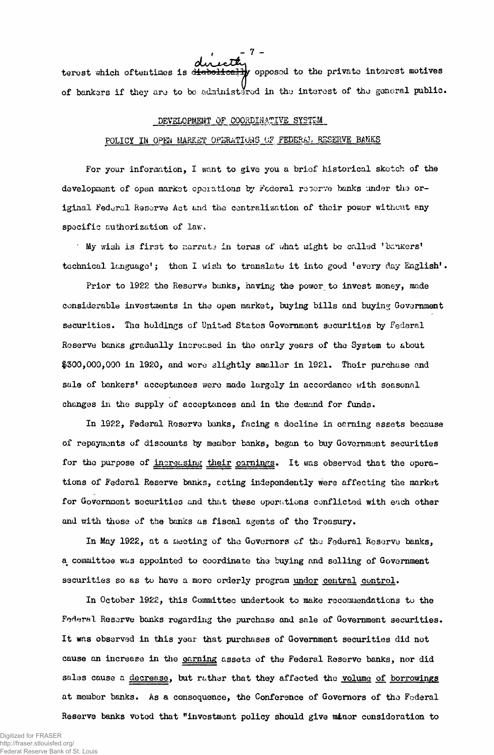terest which oftentimes is directly opposed to the private interest motives of bankers if they are to be administered in the interest of the general public.

## DEVELOPMENT OF COORDINATIVE SYSTEM

## POLICY IN OPEN MARKET OPERATIONS OF FEDERAL RESERVE BANKS

For your information, I want to give you a brief historical sketch of the development of open market operations by Federal reserve banks under the original Federal Reserve Act and the centralization of their power without any specific authorization of law.

My wish is first to narrate in terms of what might be called 'bankers' technical language'; then I wish to translate it into good 'every day English'.

Prior to 1922 the Reserve banks, having the power to invest money, made considerable investments in the open market, buying bills and buying Government securities. The holdings of United States Government securities by Federal Reserve banks gradually increased in the early years of the System to about $300,000,000 in 1920, and were slightly smaller in 1921. Their purchase and sale of bankers' acceptances were made largely in accordance with seasonal changes in the supply of acceptances and in the demand for funds.

In 1922, Federal Reserve banks, facing a decline in earning assets because of repayments of discounts by member banks, began to buy Government securities for the purpose of increasing their earnings. It was observed that the operations of Federal Reserve banks, acting independently were affecting the market for Government securities and that these operations conflicted with each other and with those of the banks as fiscal agents of the Treasury.

In May 1922, at a meeting of the Governors of the Federal Reserve banks, a committee was appointed to coordinate the buying and selling of Government securities so as to have a more orderly program under central control.

In October 1922, this Committee undertook to make recommendations to the Federal Reserve banks regarding the purchase and sale of Government securities. It was observed in this year that purchases of Government securities did not cause an increase in the earning assets of the Federal Reserve banks, nor did sales cause a decrease, but rather that they affected the volume of borrowings at member banks. As a consequence, the Conference of Governors of the Federal Reserve banks voted that "investment policy should give minor consideration to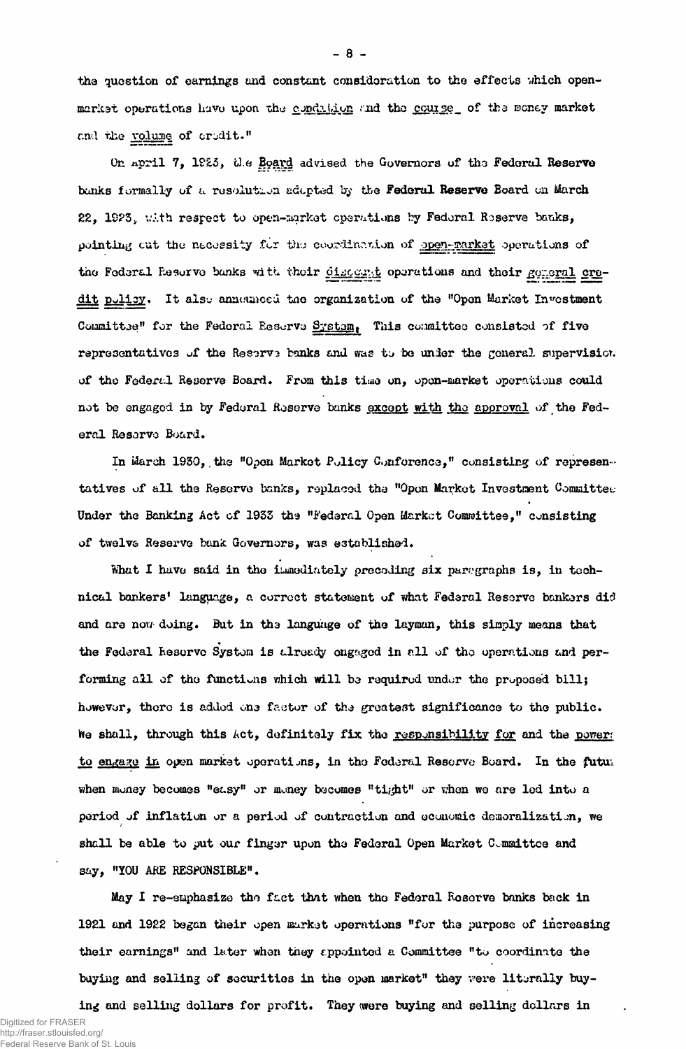the question of earnings and constant consideration to the effects which open-market operations have upon the condition and the course of the money market and the volume of credit."

On April 7, 1923, the Board advised the Governors of the Federal Reserve banks formally of a resolution adopted by the Federal Reserve Board on March 22, 1923, with respect to open-market operations by Federal Reserve banks, pointing out the necessity for the coordination of open-market operations of the Federal Reserve banks with their discount operations and their general credit policy. It also announced the organization of the "Open Market Investment Committee" for the Federal Reserve System. This committee consisted of five representatives of the Reserve banks and was to be under the general supervision of the Federal Reserve Board. From this time on, open-market operations could not be engaged in by Federal Reserve banks except with the approval of the Federal Reserve Board.

In March 1930, the "Open Market Policy Conference," consisting of representatives of all the Reserve banks, replaced the "Open Market Investment Committee. Under the Banking Act of 1933 the "Federal Open Market Committee," consisting of twelve Reserve bank Governors, was established.

What I have said in the immediately preceding six paragraphs is, in technical bankers' language, a correct statement of what Federal Reserve bankers did and are now doing. But in the language of the layman, this simply means that the Federal Reserve System is already engaged in all of the operations and performing all of the functions which will be required under the proposed bill; however, there is added one factor of the greatest significance to the public. We shall, through this Act, definitely fix the responsibility for and the power to engage in open market operations, in the Federal Reserve Board. In the future when money becomes "easy" or money becomes "tight" or when we are led into a period of inflation or a period of contraction and economic demoralization, we shall be able to put our finger upon the Federal Open Market Committee and say, "YOU ARE RESPONSIBLE".

May I re-emphasize the fact that when the Federal Reserve banks back in 1921 and 1922 began their open market operations "for the purpose of increasing their earnings" and later when they appointed a Committee "to coordinate the buying and selling of securities in the open market" they were literally buying and selling dollars for profit. They were buying and selling dollars in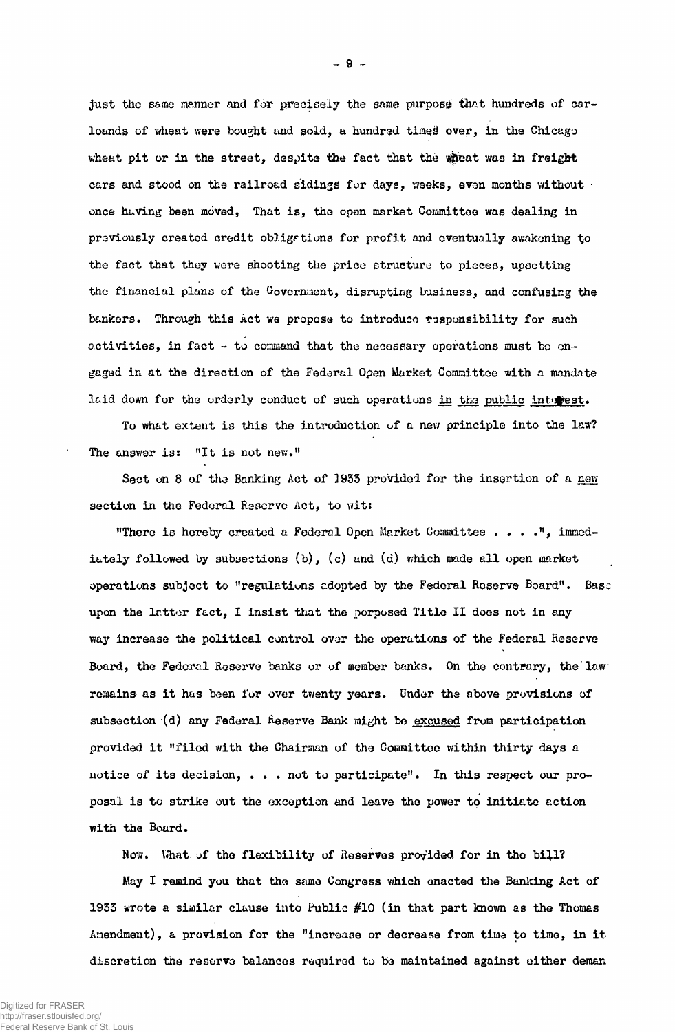just the same manner and for precisely the same purpose that hundreds of carloands of wheat were bought and sold, a hundred times over, in the Chicago wheat pit or in the street, despite the fact that the wheat was in freight cars and stood on the railroad sidings for days, weeks, even months without once having been moved, That is, the open market Committee was dealing in previously created credit obligations for profit and eventually awakening to the fact that they were shooting the price structure to pieces, upsetting the financial plans of the Government, disrupting business, and confusing the bankers. Through this Act we propose to introduce responsibility for such activities, in fact - to command that the necessary operations must be engaged in at the direction of the Federal Open Market Committee with a mandate laid down for the orderly conduct of such operations <u>in the public interest</u>.

To what extent is this the introduction of a new principle into the law? The answer is: "It is not new."

Section 8 of the Banking Act of 1933 provided for the insertion of a <u>new</u> section in the Federal Reserve Act, to wit:

"There is hereby created a Federal Open Market Committee . . . .", immediately followed by subsections (b), (c) and (d) which made all open market operations subject to "regulations adopted by the Federal Reserve Board". Base upon the latter fact, I insist that the porposed Title II does not in any way increase the political control over the operations of the Federal Reserve Board, the Federal Reserve banks or of member banks. On the contrary, the law remains as it has been for over twenty years. Under the above provisions of subsection (d) any Federal Reserve Bank might be <u>excused</u> from participation provided it "filed with the Chairman of the Committee within thirty days a notice of its decision, . . . not to participate". In this respect our proposal is to strike out the exception and leave the power to initiate action with the Board.

Now. What of the flexibility of Reserves provided for in the bill?

May I remind you that the same Congress which enacted the Banking Act of 1933 wrote a similar clause into Public #10 (in that part known as the Thomas Amendment), a provision for the "increase or decrease from time to time, in it discretion the reserve balances required to be maintained against either deman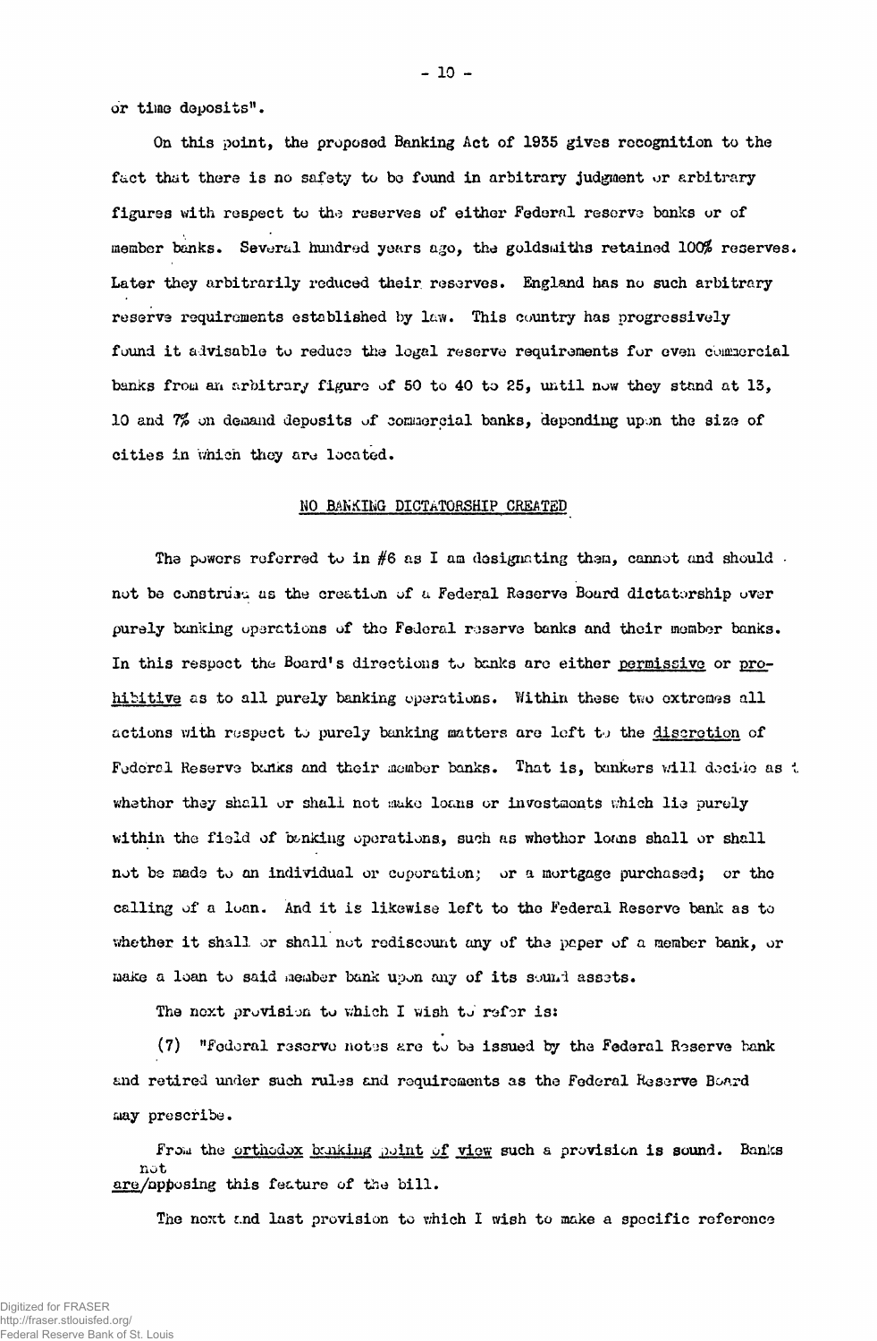or time deposits".

On this point, the proposed Banking Act of 1935 gives recognition to the fact that there is no safety to be found in arbitrary judgment or arbitrary figures with respect to the reserves of either Federal reserve banks or of member banks. Several hundred years ago, the goldsmiths retained 100% reserves. Later they arbitrarily reduced their reserves. England has no such arbitrary reserve requirements established by law. This country has progressively found it advisable to reduce the legal reserve requirements for even commercial banks from an arbitrary figure of 50 to 40 to 25, until now they stand at 13, 10 and 7% on demand deposits of commercial banks, depending upon the size of cities in which they are located.

## NO BANKING DICTATORSHIP CREATED

The powers referred to in #6 as I am designating them, cannot and should not be construed as the creation of a Federal Reserve Board dictatorship over purely banking operations of the Federal reserve banks and their member banks. In this respect the Board's directions to banks are either permissive or prohibitive as to all purely banking operations. Within these two extremes all actions with respect to purely banking matters are left to the discretion of Federal Reserve banks and their member banks. That is, bankers will decide as to whether they shall or shall not make loans or investments which lie purely within the field of banking operations, such as whether loans shall or shall not be made to an individual or coporation; or a mortgage purchased; or the calling of a loan. And it is likewise left to the Federal Reserve bank as to whether it shall or shall not rediscount any of the paper of a member bank, or make a loan to said member bank upon any of its sound assets.

The next provision to which I wish to refer is:

(7) "Federal reserve notes are to be issued by the Federal Reserve bank and retired under such rules and requirements as the Federal Reserve Board may prescribe.

From the orthodox banking point of view such a provision is sound. Banks are not opposing this feature of the bill.

The next and last provision to which I wish to make a specific reference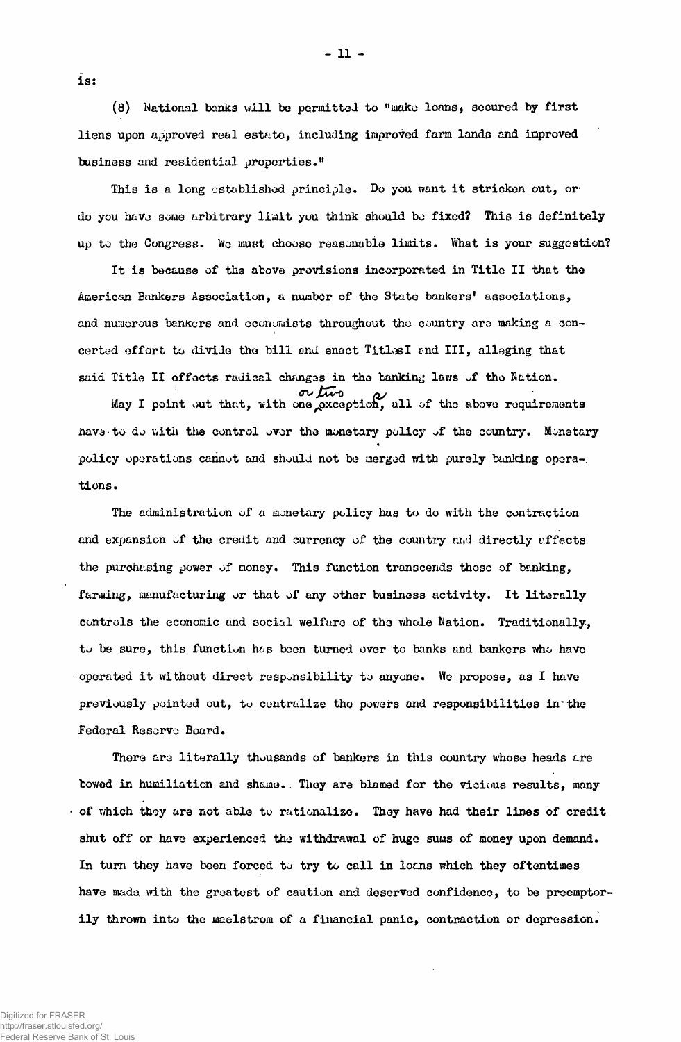is:

(8) National banks will be permitted to "make loans, secured by first liens upon approved real estate, including improved farm lands and improved business and residential properties."

This is a long established principle. Do you want it stricken out, or do you have some arbitrary limit you think should be fixed? This is definitely up to the Congress. We must choose reasonable limits. What is your suggestion?

It is because of the above provisions incorporated in Title II that the American Bankers Association, a number of the State bankers' associations, and numerous bankers and economists throughout the country are making a concerted effort to divide the bill and enact Titles I and III, alleging that said Title II effects radical changes in the banking laws of the Nation.

May I point out that, with one or two exceptions, all of the above requirements have to do with the control over the monetary policy of the country. Monetary policy operations cannot and should not be merged with purely banking operations.

The administration of a monetary policy has to do with the contraction and expansion of the credit and currency of the country and directly affects the purchasing power of money. This function transcends those of banking, farming, manufacturing or that of any other business activity. It literally controls the economic and social welfare of the whole Nation. Traditionally, to be sure, this function has been turned over to banks and bankers who have operated it without direct responsibility to anyone. We propose, as I have previously pointed out, to centralize the powers and responsibilities in the Federal Reserve Board.

There are literally thousands of bankers in this country whose heads are bowed in humiliation and shame. They are blamed for the vicious results, many of which they are not able to rationalize. They have had their lines of credit shut off or have experienced the withdrawal of huge sums of money upon demand. In turn they have been forced to try to call in loans which they oftentimes have made with the greatest of caution and deserved confidence, to be preemptorily thrown into the maelstrom of a financial panic, contraction or depression.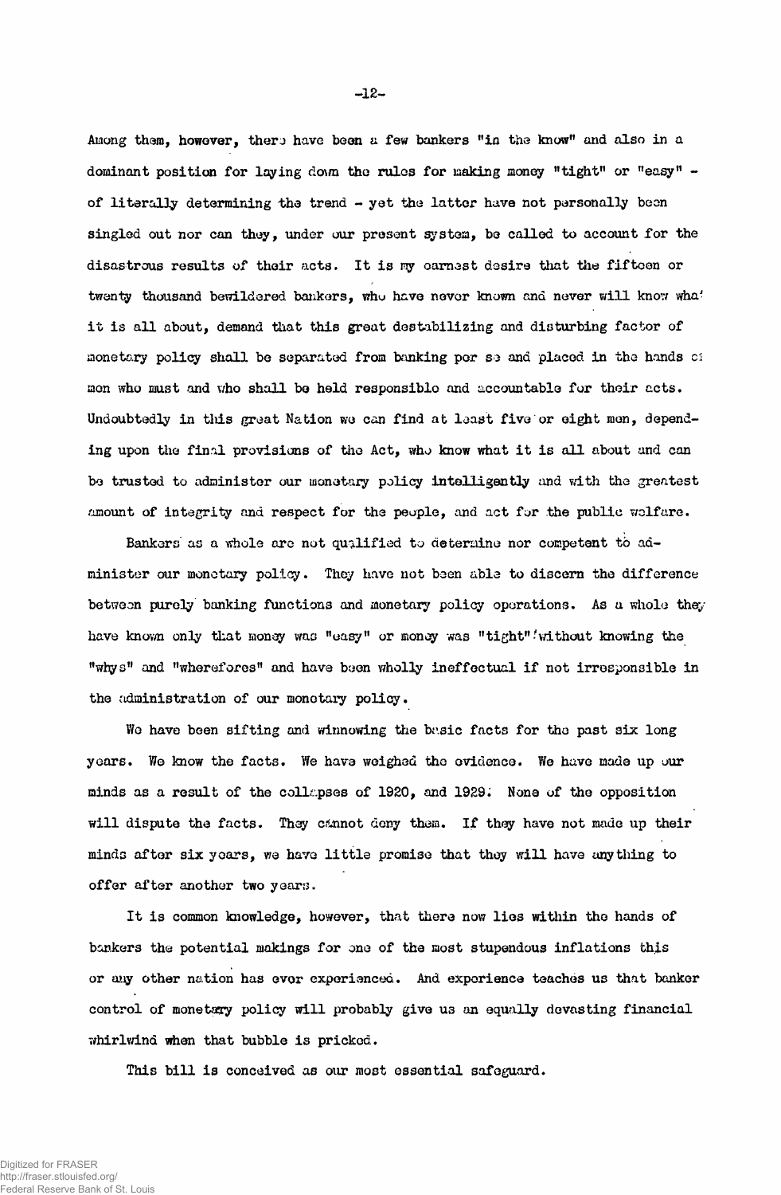Among them, however, there have been a few bankers "in the know" and also in a dominant position for laying down the rules for making money "tight" or "easy" - of literally determining the trend - yet the latter have not personally been singled out nor can they, under our present system, be called to account for the disastrous results of their acts. It is my earnest desire that the fifteen or twenty thousand bewildered bankers, who have never known and never will know what it is all about, demand that this great destabilizing and disturbing factor of monetary policy shall be separated from banking per se and placed in the hands of men who must and who shall be held responsible and accountable for their acts. Undoubtedly in this great Nation we can find at least five or eight men, depending upon the final provisions of the Act, who know what it is all about and can be trusted to administer our monetary policy intelligently and with the greatest amount of integrity and respect for the people, and act for the public welfare.

Bankers as a whole are not qualified to determine nor competent to administer our monetary policy. They have not been able to discern the difference between purely banking functions and monetary policy operations. As a whole they have known only that money was "easy" or money was "tight" without knowing the "whys" and "wherefores" and have been wholly ineffectual if not irresponsible in the administration of our monetary policy.

We have been sifting and winnowing the basic facts for the past six long years. We know the facts. We have weighed the evidence. We have made up our minds as a result of the collapses of 1920, and 1929. None of the opposition will dispute the facts. They cannot deny them. If they have not made up their minds after six years, we have little promise that they will have anything to offer after another two years.

It is common knowledge, however, that there now lies within the hands of bankers the potential makings for one of the most stupendous inflations this or any other nation has ever experienced. And experience teaches us that banker control of monetary policy will probably give us an equally devasting financial whirlwind when that bubble is pricked.

This bill is conceived as our most essential safeguard.